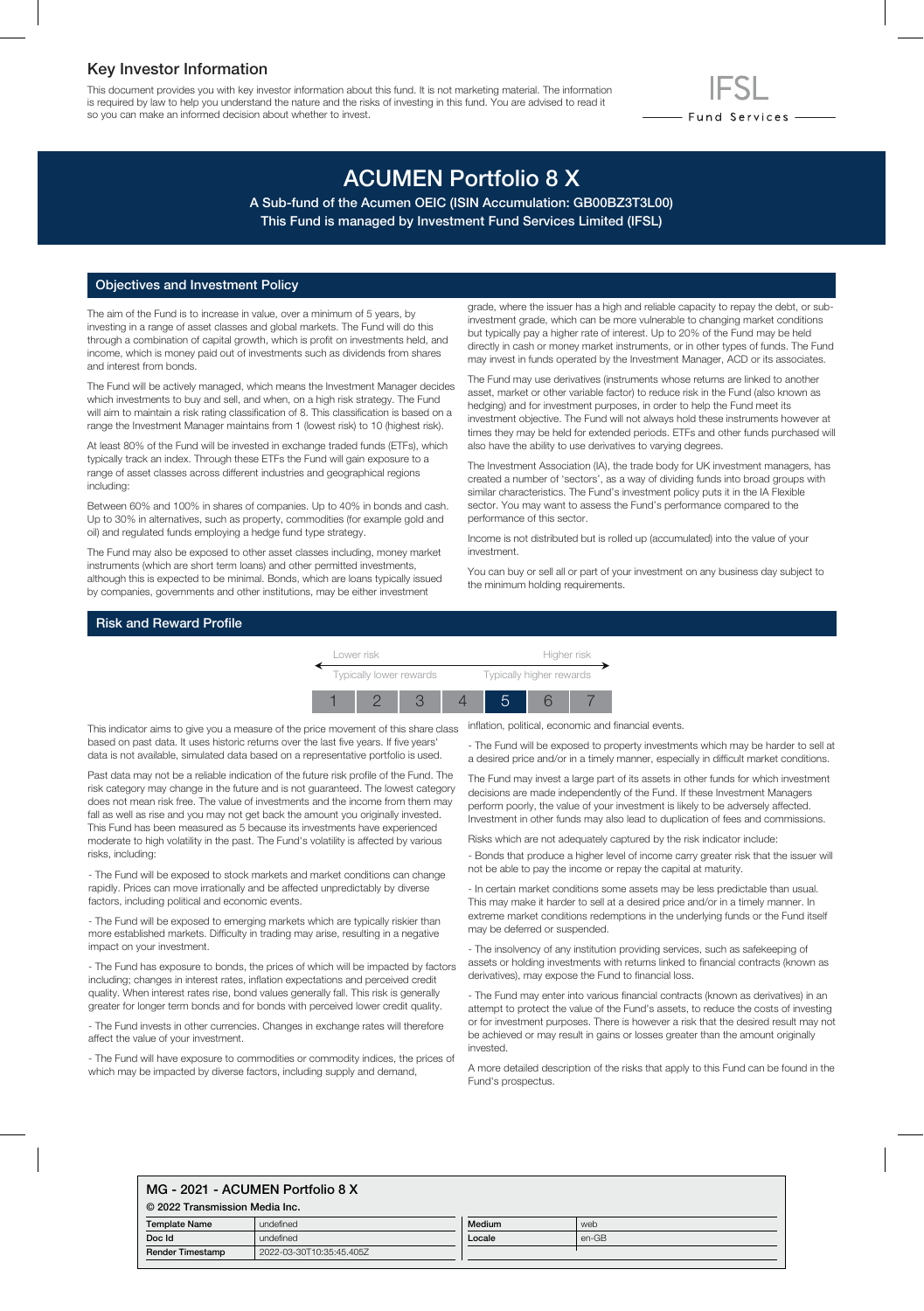## Key Investor Information

This document provides you with key investor information about this fund. It is not marketing material. The information is required by law to help you understand the nature and the risks of investing in this fund. You are advised to read it so you can make an informed decision about whether to invest.

IFSL Fund Services

# ACUMEN Portfolio 8 X

**A Sub-fund of the Acumen OEIC (ISIN Accumulation: GB00BZ3T3L00)**
**This Fund is managed by Investment Fund Services Limited (IFSL)**

## Objectives and Investment Policy

The aim of the Fund is to increase in value, over a minimum of 5 years, by investing in a range of asset classes and global markets. The Fund will do this through a combination of capital growth, which is profit on investments held, and income, which is money paid out of investments such as dividends from shares and interest from bonds.

The Fund will be actively managed, which means the Investment Manager decides which investments to buy and sell, and when, on a high risk strategy. The Fund will aim to maintain a risk rating classification of 8. This classification is based on a range the Investment Manager maintains from 1 (lowest risk) to 10 (highest risk).

At least 80% of the Fund will be invested in exchange traded funds (ETFs), which typically track an index. Through these ETFs the Fund will gain exposure to a range of asset classes across different industries and geographical regions including:

Between 60% and 100% in shares of companies. Up to 40% in bonds and cash. Up to 30% in alternatives, such as property, commodities (for example gold and oil) and regulated funds employing a hedge fund type strategy.

The Fund may also be exposed to other asset classes including, money market instruments (which are short term loans) and other permitted investments, although this is expected to be minimal. Bonds, which are loans typically issued by companies, governments and other institutions, may be either investment grade, where the issuer has a high and reliable capacity to repay the debt, or sub-investment grade, which can be more vulnerable to changing market conditions but typically pay a higher rate of interest. Up to 20% of the Fund may be held directly in cash or money market instruments, or in other types of funds. The Fund may invest in funds operated by the Investment Manager, ACD or its associates.

The Fund may use derivatives (instruments whose returns are linked to another asset, market or other variable factor) to reduce risk in the Fund (also known as hedging) and for investment purposes, in order to help the Fund meet its investment objective. The Fund will not always hold these instruments however at times they may be held for extended periods. ETFs and other funds purchased will also have the ability to use derivatives to varying degrees.

The Investment Association (IA), the trade body for UK investment managers, has created a number of 'sectors', as a way of dividing funds into broad groups with similar characteristics. The Fund's investment policy puts it in the IA Flexible sector. You may want to assess the Fund's performance compared to the performance of this sector.

Income is not distributed but is rolled up (accumulated) into the value of your investment.

You can buy or sell all or part of your investment on any business day subject to the minimum holding requirements.

## Risk and Reward Profile

| Lower risk | | | | | | Higher risk |
|---|---|---|---|---|---|---|
| Typically lower rewards | | | | | | Typically higher rewards |
| 1 | 2 | 3 | 4 | **5** | 6 | 7 |

This indicator aims to give you a measure of the price movement of this share class based on past data. It uses historic returns over the last five years. If five years' data is not available, simulated data based on a representative portfolio is used.

Past data may not be a reliable indication of the future risk profile of the Fund. The risk category may change in the future and is not guaranteed. The lowest category does not mean risk free. The value of investments and the income from them may fall as well as rise and you may not get back the amount you originally invested. This Fund has been measured as 5 because its investments have experienced moderate to high volatility in the past. The Fund's volatility is affected by various risks, including:

- The Fund will be exposed to stock markets and market conditions can change rapidly. Prices can move irrationally and be affected unpredictably by diverse factors, including political and economic events.

- The Fund will be exposed to emerging markets which are typically riskier than more established markets. Difficulty in trading may arise, resulting in a negative impact on your investment.

- The Fund has exposure to bonds, the prices of which will be impacted by factors including; changes in interest rates, inflation expectations and perceived credit quality. When interest rates rise, bond values generally fall. This risk is generally greater for longer term bonds and for bonds with perceived lower credit quality.

- The Fund invests in other currencies. Changes in exchange rates will therefore affect the value of your investment.

- The Fund will have exposure to commodities or commodity indices, the prices of which may be impacted by diverse factors, including supply and demand, inflation, political, economic and financial events.

- The Fund will be exposed to property investments which may be harder to sell at a desired price and/or in a timely manner, especially in difficult market conditions.

The Fund may invest a large part of its assets in other funds for which investment decisions are made independently of the Fund. If these Investment Managers perform poorly, the value of your investment is likely to be adversely affected. Investment in other funds may also lead to duplication of fees and commissions.

Risks which are not adequately captured by the risk indicator include:

- Bonds that produce a higher level of income carry greater risk that the issuer will not be able to pay the income or repay the capital at maturity.

- In certain market conditions some assets may be less predictable than usual. This may make it harder to sell at a desired price and/or in a timely manner. In extreme market conditions redemptions in the underlying funds or the Fund itself may be deferred or suspended.

- The insolvency of any institution providing services, such as safekeeping of assets or holding investments with returns linked to financial contracts (known as derivatives), may expose the Fund to financial loss.

- The Fund may enter into various financial contracts (known as derivatives) in an attempt to protect the value of the Fund's assets, to reduce the costs of investing or for investment purposes. There is however a risk that the desired result may not be achieved or may result in gains or losses greater than the amount originally invested.

A more detailed description of the risks that apply to this Fund can be found in the Fund's prospectus.

**MG - 2021 - ACUMEN Portfolio 8 X**
**© 2022 Transmission Media Inc.**

| Template Name | undefined | Medium | web |
|---|---|---|---|
| Doc Id | undefined | Locale | en-GB |
| Render Timestamp | 2022-03-30T10:35:45.405Z | | |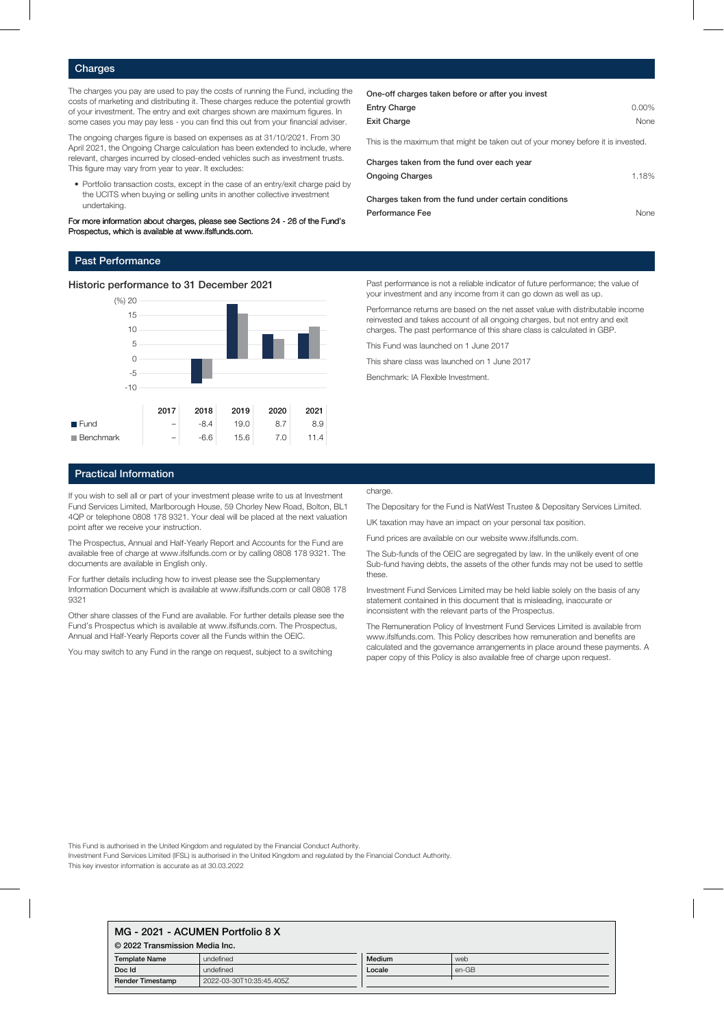## Charges

The charges you pay are used to pay the costs of running the Fund, including the costs of marketing and distributing it. These charges reduce the potential growth of your investment. The entry and exit charges shown are maximum figures. In some cases you may pay less - you can find this out from your financial adviser.

The ongoing charges figure is based on expenses as at 31/10/2021. From 30 April 2021, the Ongoing Charge calculation has been extended to include, where relevant, charges incurred by closed-ended vehicles such as investment trusts. This figure may vary from year to year. It excludes:

- Portfolio transaction costs, except in the case of an entry/exit charge paid by the UCITS when buying or selling units in another collective investment undertaking.

**For more information about charges, please see Sections 24 - 26 of the Fund's Prospectus, which is available at www.ifslfunds.com.**

| One-off charges taken before or after you invest | |
|---|---|
| Entry Charge | 0.00% |
| Exit Charge | None |

This is the maximum that might be taken out of your money before it is invested.

| Charges taken from the fund over each year | |
|---|---|
| Ongoing Charges | 1.18% |

| Charges taken from the fund under certain conditions | |
|---|---|
| Performance Fee | None |

## Past Performance

### Historic performance to 31 December 2021

(%) 20
15
10
5
0
-5
-10

| | 2017 | 2018 | 2019 | 2020 | 2021 |
|---|---|---|---|---|---|
| Fund | – | -8.4 | 19.0 | 8.7 | 8.9 |
| Benchmark | – | -6.6 | 15.6 | 7.0 | 11.4 |

Past performance is not a reliable indicator of future performance; the value of your investment and any income from it can go down as well as up.

Performance returns are based on the net asset value with distributable income reinvested and takes account of all ongoing charges, but not entry and exit charges. The past performance of this share class is calculated in GBP.

This Fund was launched on 1 June 2017

This share class was launched on 1 June 2017

Benchmark: IA Flexible Investment.

## Practical Information

If you wish to sell all or part of your investment please write to us at Investment Fund Services Limited, Marlborough House, 59 Chorley New Road, Bolton, BL1 4QP or telephone 0808 178 9321. Your deal will be placed at the next valuation point after we receive your instruction.

The Prospectus, Annual and Half-Yearly Report and Accounts for the Fund are available free of charge at www.ifslfunds.com or by calling 0808 178 9321. The documents are available in English only.

For further details including how to invest please see the Supplementary Information Document which is available at www.ifslfunds.com or call 0808 178 9321

Other share classes of the Fund are available. For further details please see the Fund's Prospectus which is available at www.ifslfunds.com. The Prospectus, Annual and Half-Yearly Reports cover all the Funds within the OEIC.

You may switch to any Fund in the range on request, subject to a switching charge.

The Depositary for the Fund is NatWest Trustee & Depositary Services Limited.

UK taxation may have an impact on your personal tax position.

Fund prices are available on our website www.ifslfunds.com.

The Sub-funds of the OEIC are segregated by law. In the unlikely event of one Sub-fund having debts, the assets of the other funds may not be used to settle these.

Investment Fund Services Limited may be held liable solely on the basis of any statement contained in this document that is misleading, inaccurate or inconsistent with the relevant parts of the Prospectus.

The Remuneration Policy of Investment Fund Services Limited is available from www.ifslfunds.com. This Policy describes how remuneration and benefits are calculated and the governance arrangements in place around these payments. A paper copy of this Policy is also available free of charge upon request.

This Fund is authorised in the United Kingdom and regulated by the Financial Conduct Authority.
Investment Fund Services Limited (IFSL) is authorised in the United Kingdom and regulated by the Financial Conduct Authority.
This key investor information is accurate as at 30.03.2022

**MG - 2021 - ACUMEN Portfolio 8 X**
**© 2022 Transmission Media Inc.**

| | | | |
|---|---|---|---|
| Template Name | undefined | Medium | web |
| Doc Id | undefined | Locale | en-GB |
| Render Timestamp | 2022-03-30T10:35:45.405Z | | |